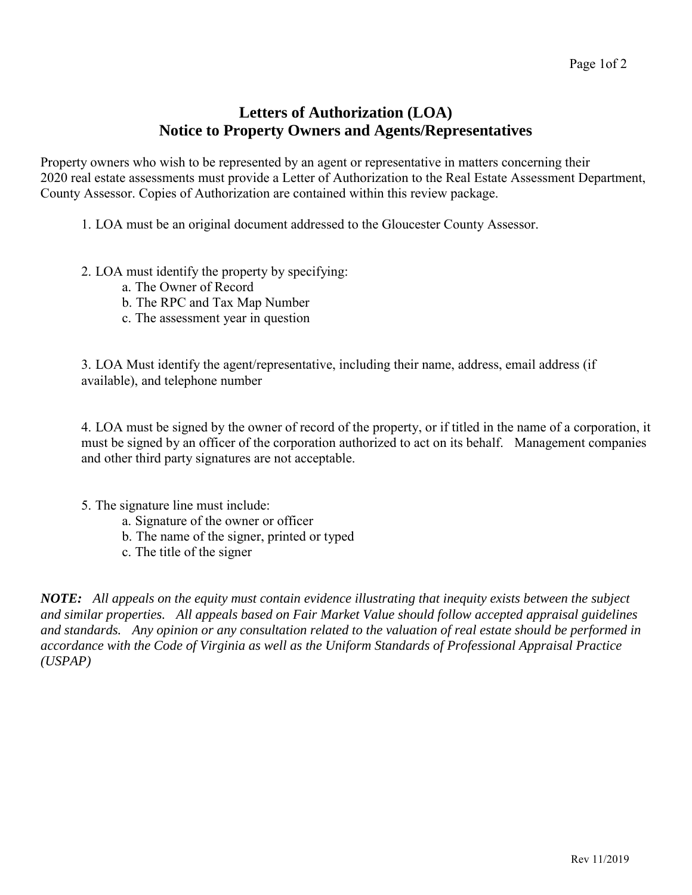# Letters of Authorization (LOA)
## Notice to Property Owners and Agents/Representatives

Property owners who wish to be represented by an agent or representative in matters concerning their 2020 real estate assessments must provide a Letter of Authorization to the Real Estate Assessment Department, County Assessor. Copies of Authorization are contained within this review package.

1. LOA must be an original document addressed to the Gloucester County Assessor.

2. LOA must identify the property by specifying:
   a. The Owner of Record
   b. The RPC and Tax Map Number
   c. The assessment year in question

3. LOA Must identify the agent/representative, including their name, address, email address (if available), and telephone number

4. LOA must be signed by the owner of record of the property, or if titled in the name of a corporation, it must be signed by an officer of the corporation authorized to act on its behalf. Management companies and other third party signatures are not acceptable.

5. The signature line must include:
   a. Signature of the owner or officer
   b. The name of the signer, printed or typed
   c. The title of the signer

***NOTE:*** *All appeals on the equity must contain evidence illustrating that inequity exists between the subject and similar properties. All appeals based on Fair Market Value should follow accepted appraisal guidelines and standards. Any opinion or any consultation related to the valuation of real estate should be performed in accordance with the Code of Virginia as well as the Uniform Standards of Professional Appraisal Practice (USPAP)*

Rev 11/2019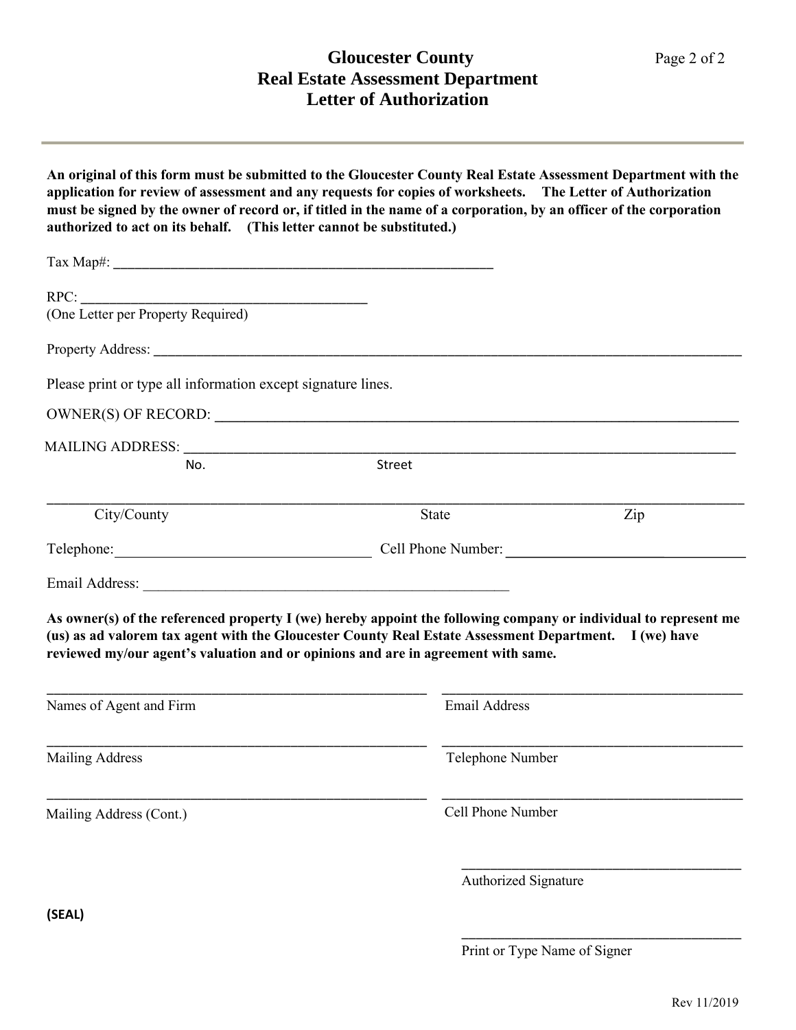# Gloucester County
## Real Estate Assessment Department
## Letter of Authorization

**An original of this form must be submitted to the Gloucester County Real Estate Assessment Department with the application for review of assessment and any requests for copies of worksheets. The Letter of Authorization must be signed by the owner of record or, if titled in the name of a corporation, by an officer of the corporation authorized to act on its behalf. (This letter cannot be substituted.)**

Tax Map#: ______________________________________________

RPC: __________________________________
(One Letter per Property Required)

Property Address: ______________________________________________________________________

Please print or type all information except signature lines.

OWNER(S) OF RECORD: ____________________________________________________________

MAILING ADDRESS: ______________________________________________________________
No. Street

________________________________________________________________________________
City/County State Zip

Telephone: ______________________________ Cell Phone Number: ____________________________

Email Address: ____________________________________________

**As owner(s) of the referenced property I (we) hereby appoint the following company or individual to represent me (us) as ad valorem tax agent with the Gloucester County Real Estate Assessment Department. I (we) have reviewed my/our agent's valuation and or opinions and are in agreement with same.**

_______________________________________________ ______________________________________
Names of Agent and Firm Email Address

_______________________________________________ ______________________________________
Mailing Address Telephone Number

_______________________________________________ ______________________________________
Mailing Address (Cont.) Cell Phone Number

______________________________________
Authorized Signature

**(SEAL)**

______________________________________
Print or Type Name of Signer

Rev 11/2019